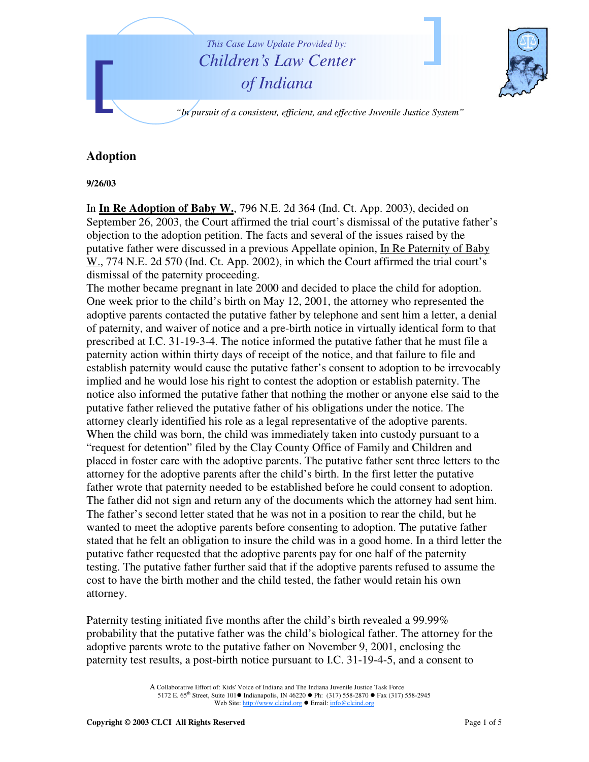This Case Law Update Provided by:

Children's Law Center of Indiana

*"In pursuit of a consistent, efficient, and effective Juvenile Justice System"*

## Adoption

**9/26/03**

In **In Re Adoption of Baby W.**, 796 N.E. 2d 364 (Ind. Ct. App. 2003), decided on September 26, 2003, the Court affirmed the trial court's dismissal of the putative father's objection to the adoption petition. The facts and several of the issues raised by the putative father were discussed in a previous Appellate opinion, In Re Paternity of Baby W., 774 N.E. 2d 570 (Ind. Ct. App. 2002), in which the Court affirmed the trial court's dismissal of the paternity proceeding.

The mother became pregnant in late 2000 and decided to place the child for adoption. One week prior to the child's birth on May 12, 2001, the attorney who represented the adoptive parents contacted the putative father by telephone and sent him a letter, a denial of paternity, and waiver of notice and a pre-birth notice in virtually identical form to that prescribed at I.C. 31-19-3-4. The notice informed the putative father that he must file a paternity action within thirty days of receipt of the notice, and that failure to file and establish paternity would cause the putative father's consent to adoption to be irrevocably implied and he would lose his right to contest the adoption or establish paternity. The notice also informed the putative father that nothing the mother or anyone else said to the putative father relieved the putative father of his obligations under the notice. The attorney clearly identified his role as a legal representative of the adoptive parents. When the child was born, the child was immediately taken into custody pursuant to a "request for detention" filed by the Clay County Office of Family and Children and placed in foster care with the adoptive parents. The putative father sent three letters to the attorney for the adoptive parents after the child's birth. In the first letter the putative father wrote that paternity needed to be established before he could consent to adoption. The father did not sign and return any of the documents which the attorney had sent him. The father's second letter stated that he was not in a position to rear the child, but he wanted to meet the adoptive parents before consenting to adoption. The putative father stated that he felt an obligation to insure the child was in a good home. In a third letter the putative father requested that the adoptive parents pay for one half of the paternity testing. The putative father further said that if the adoptive parents refused to assume the cost to have the birth mother and the child tested, the father would retain his own attorney.

Paternity testing initiated five months after the child's birth revealed a 99.99% probability that the putative father was the child's biological father. The attorney for the adoptive parents wrote to the putative father on November 9, 2001, enclosing the paternity test results, a post-birth notice pursuant to I.C. 31-19-4-5, and a consent to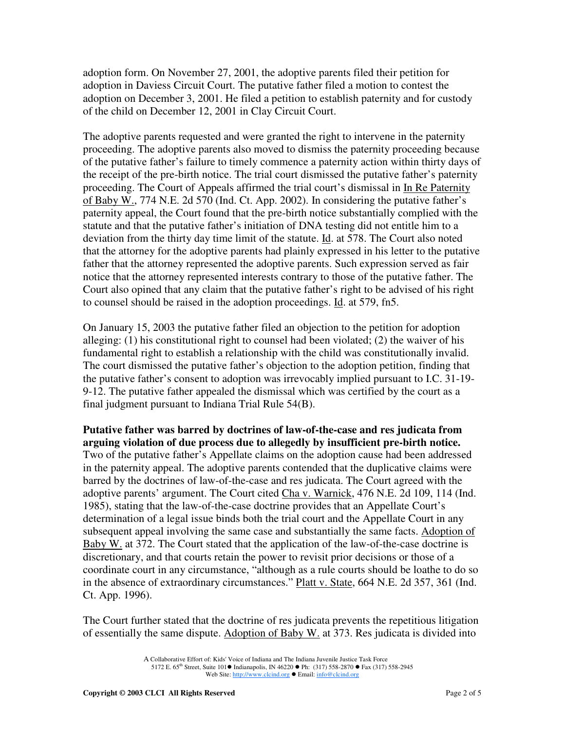adoption form. On November 27, 2001, the adoptive parents filed their petition for adoption in Daviess Circuit Court. The putative father filed a motion to contest the adoption on December 3, 2001. He filed a petition to establish paternity and for custody of the child on December 12, 2001 in Clay Circuit Court.

The adoptive parents requested and were granted the right to intervene in the paternity proceeding. The adoptive parents also moved to dismiss the paternity proceeding because of the putative father's failure to timely commence a paternity action within thirty days of the receipt of the pre-birth notice. The trial court dismissed the putative father's paternity proceeding. The Court of Appeals affirmed the trial court's dismissal in In Re Paternity of Baby W., 774 N.E. 2d 570 (Ind. Ct. App. 2002). In considering the putative father's paternity appeal, the Court found that the pre-birth notice substantially complied with the statute and that the putative father's initiation of DNA testing did not entitle him to a deviation from the thirty day time limit of the statute. Id. at 578. The Court also noted that the attorney for the adoptive parents had plainly expressed in his letter to the putative father that the attorney represented the adoptive parents. Such expression served as fair notice that the attorney represented interests contrary to those of the putative father. The Court also opined that any claim that the putative father's right to be advised of his right to counsel should be raised in the adoption proceedings. Id. at 579, fn5.

On January 15, 2003 the putative father filed an objection to the petition for adoption alleging: (1) his constitutional right to counsel had been violated; (2) the waiver of his fundamental right to establish a relationship with the child was constitutionally invalid. The court dismissed the putative father's objection to the adoption petition, finding that the putative father's consent to adoption was irrevocably implied pursuant to I.C. 31-19-9-12. The putative father appealed the dismissal which was certified by the court as a final judgment pursuant to Indiana Trial Rule 54(B).

**Putative father was barred by doctrines of law-of-the-case and res judicata from arguing violation of due process due to allegedly by insufficient pre-birth notice.** Two of the putative father's Appellate claims on the adoption cause had been addressed in the paternity appeal. The adoptive parents contended that the duplicative claims were barred by the doctrines of law-of-the-case and res judicata. The Court agreed with the adoptive parents' argument. The Court cited Cha v. Warnick, 476 N.E. 2d 109, 114 (Ind. 1985), stating that the law-of-the-case doctrine provides that an Appellate Court's determination of a legal issue binds both the trial court and the Appellate Court in any subsequent appeal involving the same case and substantially the same facts. Adoption of Baby W. at 372. The Court stated that the application of the law-of-the-case doctrine is discretionary, and that courts retain the power to revisit prior decisions or those of a coordinate court in any circumstance, "although as a rule courts should be loathe to do so in the absence of extraordinary circumstances." Platt v. State, 664 N.E. 2d 357, 361 (Ind. Ct. App. 1996).

The Court further stated that the doctrine of res judicata prevents the repetitious litigation of essentially the same dispute. Adoption of Baby W. at 373. Res judicata is divided into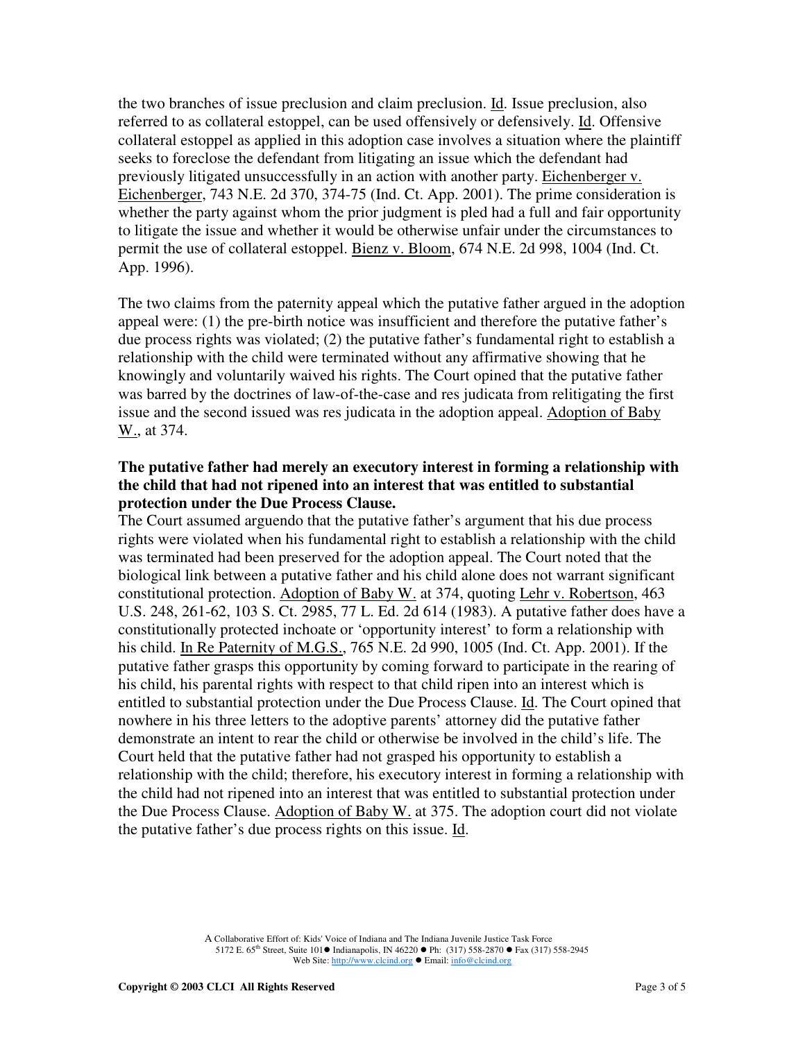the two branches of issue preclusion and claim preclusion. Id. Issue preclusion, also referred to as collateral estoppel, can be used offensively or defensively. Id. Offensive collateral estoppel as applied in this adoption case involves a situation where the plaintiff seeks to foreclose the defendant from litigating an issue which the defendant had previously litigated unsuccessfully in an action with another party. Eichenberger v. Eichenberger, 743 N.E. 2d 370, 374-75 (Ind. Ct. App. 2001). The prime consideration is whether the party against whom the prior judgment is pled had a full and fair opportunity to litigate the issue and whether it would be otherwise unfair under the circumstances to permit the use of collateral estoppel. Bienz v. Bloom, 674 N.E. 2d 998, 1004 (Ind. Ct. App. 1996).

The two claims from the paternity appeal which the putative father argued in the adoption appeal were: (1) the pre-birth notice was insufficient and therefore the putative father's due process rights was violated; (2) the putative father's fundamental right to establish a relationship with the child were terminated without any affirmative showing that he knowingly and voluntarily waived his rights. The Court opined that the putative father was barred by the doctrines of law-of-the-case and res judicata from relitigating the first issue and the second issued was res judicata in the adoption appeal. Adoption of Baby W., at 374.

**The putative father had merely an executory interest in forming a relationship with the child that had not ripened into an interest that was entitled to substantial protection under the Due Process Clause.**

The Court assumed arguendo that the putative father's argument that his due process rights were violated when his fundamental right to establish a relationship with the child was terminated had been preserved for the adoption appeal. The Court noted that the biological link between a putative father and his child alone does not warrant significant constitutional protection. Adoption of Baby W. at 374, quoting Lehr v. Robertson, 463 U.S. 248, 261-62, 103 S. Ct. 2985, 77 L. Ed. 2d 614 (1983). A putative father does have a constitutionally protected inchoate or 'opportunity interest' to form a relationship with his child. In Re Paternity of M.G.S., 765 N.E. 2d 990, 1005 (Ind. Ct. App. 2001). If the putative father grasps this opportunity by coming forward to participate in the rearing of his child, his parental rights with respect to that child ripen into an interest which is entitled to substantial protection under the Due Process Clause. Id. The Court opined that nowhere in his three letters to the adoptive parents' attorney did the putative father demonstrate an intent to rear the child or otherwise be involved in the child's life. The Court held that the putative father had not grasped his opportunity to establish a relationship with the child; therefore, his executory interest in forming a relationship with the child had not ripened into an interest that was entitled to substantial protection under the Due Process Clause. Adoption of Baby W. at 375. The adoption court did not violate the putative father's due process rights on this issue. Id.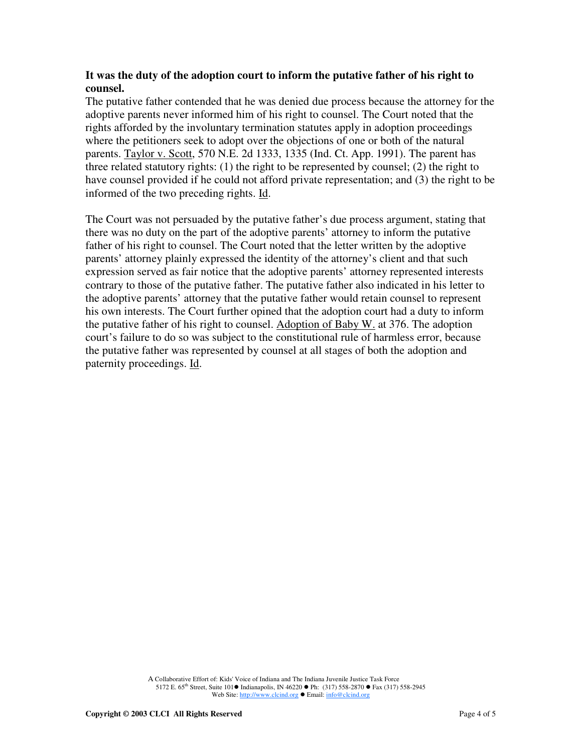**It was the duty of the adoption court to inform the putative father of his right to counsel.**

The putative father contended that he was denied due process because the attorney for the adoptive parents never informed him of his right to counsel. The Court noted that the rights afforded by the involuntary termination statutes apply in adoption proceedings where the petitioners seek to adopt over the objections of one or both of the natural parents. Taylor v. Scott, 570 N.E. 2d 1333, 1335 (Ind. Ct. App. 1991). The parent has three related statutory rights: (1) the right to be represented by counsel; (2) the right to have counsel provided if he could not afford private representation; and (3) the right to be informed of the two preceding rights. Id.

The Court was not persuaded by the putative father's due process argument, stating that there was no duty on the part of the adoptive parents' attorney to inform the putative father of his right to counsel. The Court noted that the letter written by the adoptive parents' attorney plainly expressed the identity of the attorney's client and that such expression served as fair notice that the adoptive parents' attorney represented interests contrary to those of the putative father. The putative father also indicated in his letter to the adoptive parents' attorney that the putative father would retain counsel to represent his own interests. The Court further opined that the adoption court had a duty to inform the putative father of his right to counsel. Adoption of Baby W. at 376. The adoption court's failure to do so was subject to the constitutional rule of harmless error, because the putative father was represented by counsel at all stages of both the adoption and paternity proceedings. Id.

A Collaborative Effort of: Kids' Voice of Indiana and The Indiana Juvenile Justice Task Force
5172 E. 65th Street, Suite 101 ● Indianapolis, IN 46220 ● Ph: (317) 558-2870 ● Fax (317) 558-2945
Web Site: http://www.clcind.org ● Email: info@clcind.org

**Copyright © 2003 CLCI All Rights Reserved**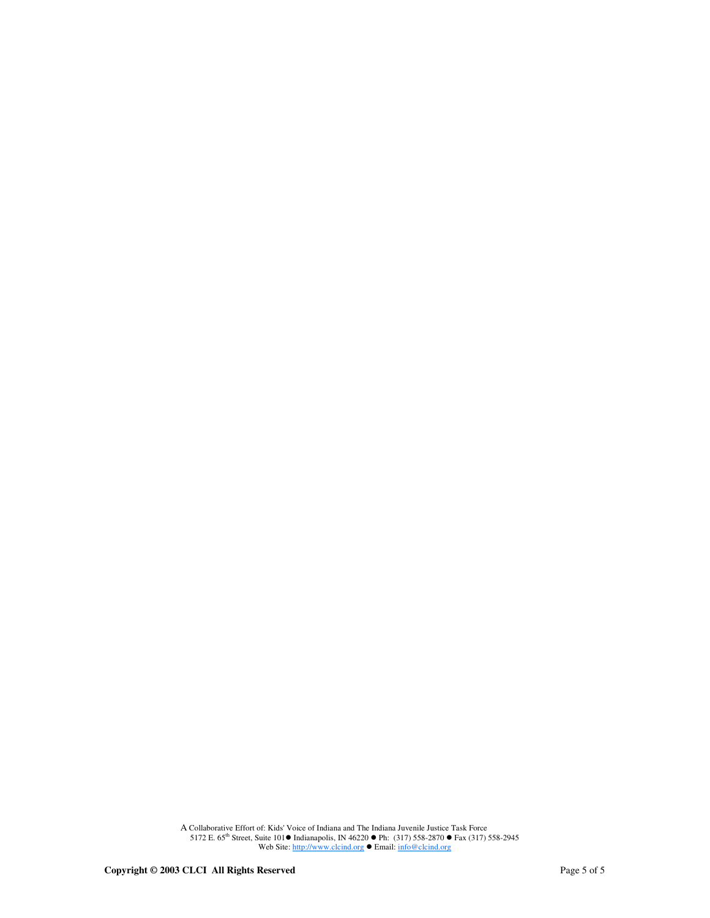A Collaborative Effort of: Kids' Voice of Indiana and The Indiana Juvenile Justice Task Force
5172 E. 65th Street, Suite 101 ● Indianapolis, IN 46220 ● Ph: (317) 558-2870 ● Fax (317) 558-2945
Web Site: http://www.clcind.org ● Email: info@clcind.org